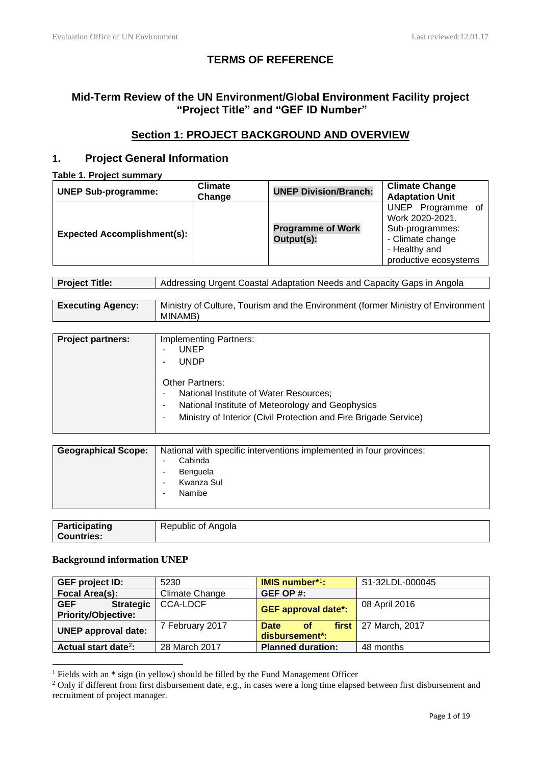# TERMS OF REFERENCE

## Mid-Term Review of the UN Environment/Global Environment Facility project "Project Title" and "GEF ID Number"

## Section 1: PROJECT BACKGROUND AND OVERVIEW

### 1. Project General Information

**Table 1. Project summary**

| **UNEP Sub-programme:** | **Climate Change** | **UNEP Division/Branch:** | **Climate Change Adaptation Unit** |
|---|---|---|---|
| **Expected Accomplishment(s):** | | **Programme of Work Output(s):** | UNEP Programme of Work 2020-2021. Sub-programmes: - Climate change - Healthy and productive ecosystems |

| **Project Title:** | Addressing Urgent Coastal Adaptation Needs and Capacity Gaps in Angola |
|---|---|

| **Executing Agency:** | Ministry of Culture, Tourism and the Environment (former Ministry of Environment MINAMB) |
|---|---|

| **Project partners:** | Implementing Partners: - UNEP - UNDP Other Partners: - National Institute of Water Resources; - National Institute of Meteorology and Geophysics - Ministry of Interior (Civil Protection and Fire Brigade Service) |
|---|---|

| **Geographical Scope:** | National with specific interventions implemented in four provinces: - Cabinda - Benguela - Kwanza Sul - Namibe |
|---|---|

| **Participating Countries:** | Republic of Angola |
|---|---|

**Background information UNEP**

| **GEF project ID:** | 5230 | **IMIS number*[1]:** | S1-32LDL-000045 |
|---|---|---|---|
| **Focal Area(s):** | Climate Change | **GEF OP #:** | |
| **GEF Strategic Priority/Objective:** | CCA-LDCF | **GEF approval date*:** | 08 April 2016 |
| **UNEP approval date:** | 7 February 2017 | **Date of first disbursement*:** | 27 March, 2017 |
| **Actual start date[2]:** | 28 March 2017 | **Planned duration:** | 48 months |

[1] Fields with an * sign (in yellow) should be filled by the Fund Management Officer

[2] Only if different from first disbursement date, e.g., in cases were a long time elapsed between first disbursement and recruitment of project manager.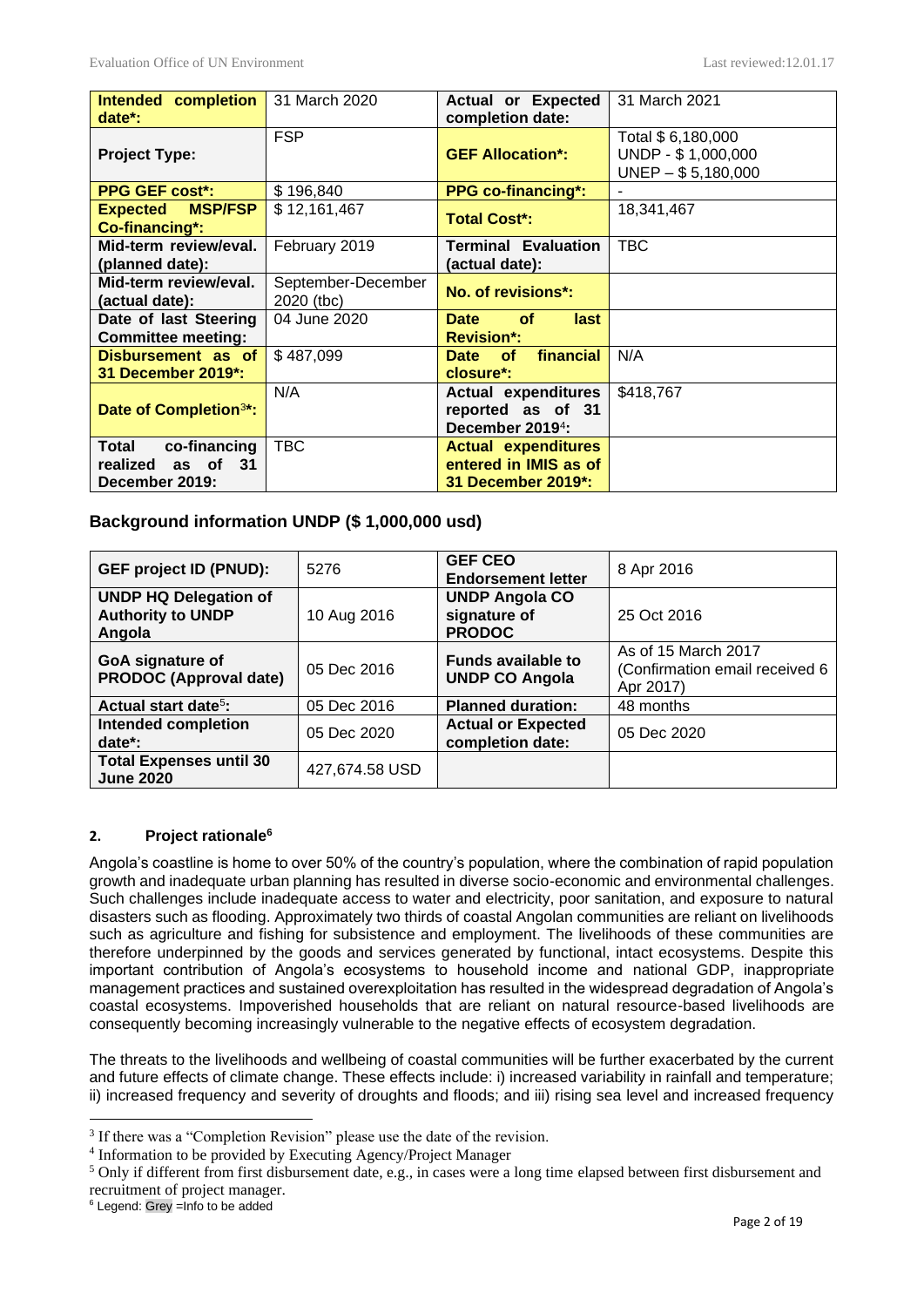| Intended completion date*: | 31 March 2020 | Actual or Expected completion date: | 31 March 2021 |
|---|---|---|---|
| Project Type: | FSP | GEF Allocation*: | Total $ 6,180,000<br>UNDP - $ 1,000,000<br>UNEP – $ 5,180,000 |
| PPG GEF cost*: | $ 196,840 | PPG co-financing*: | - |
| Expected MSP/FSP Co-financing*: | $ 12,161,467 | Total Cost*: | 18,341,467 |
| Mid-term review/eval. (planned date): | February 2019 | Terminal Evaluation (actual date): | TBC |
| Mid-term review/eval. (actual date): | September-December 2020 (tbc) | No. of revisions*: | |
| Date of last Steering Committee meeting: | 04 June 2020 | Date of last Revision*: | |
| Disbursement as of 31 December 2019*: | $ 487,099 | Date of financial closure*: | N/A |
| Date of Completion[3]*: | N/A | Actual expenditures reported as of 31 December 2019[4]: | $418,767 |
| Total co-financing realized as of 31 December 2019: | TBC | Actual expenditures entered in IMIS as of 31 December 2019*: | |

### Background information UNDP ($ 1,000,000 usd)

| GEF project ID (PNUD): | 5276 | GEF CEO Endorsement letter | 8 Apr 2016 |
|---|---|---|---|
| UNDP HQ Delegation of Authority to UNDP Angola | 10 Aug 2016 | UNDP Angola CO signature of PRODOC | 25 Oct 2016 |
| GoA signature of PRODOC (Approval date) | 05 Dec 2016 | Funds available to UNDP CO Angola | As of 15 March 2017 (Confirmation email received 6 Apr 2017) |
| Actual start date[5]: | 05 Dec 2016 | Planned duration: | 48 months |
| Intended completion date*: | 05 Dec 2020 | Actual or Expected completion date: | 05 Dec 2020 |
| Total Expenses until 30 June 2020 | 427,674.58 USD | | |

#### 2. Project rationale[6]

Angola's coastline is home to over 50% of the country's population, where the combination of rapid population growth and inadequate urban planning has resulted in diverse socio-economic and environmental challenges. Such challenges include inadequate access to water and electricity, poor sanitation, and exposure to natural disasters such as flooding. Approximately two thirds of coastal Angolan communities are reliant on livelihoods such as agriculture and fishing for subsistence and employment. The livelihoods of these communities are therefore underpinned by the goods and services generated by functional, intact ecosystems. Despite this important contribution of Angola's ecosystems to household income and national GDP, inappropriate management practices and sustained overexploitation has resulted in the widespread degradation of Angola's coastal ecosystems. Impoverished households that are reliant on natural resource-based livelihoods are consequently becoming increasingly vulnerable to the negative effects of ecosystem degradation.

The threats to the livelihoods and wellbeing of coastal communities will be further exacerbated by the current and future effects of climate change. These effects include: i) increased variability in rainfall and temperature; ii) increased frequency and severity of droughts and floods; and iii) rising sea level and increased frequency

---

[3] If there was a "Completion Revision" please use the date of the revision.

[4] Information to be provided by Executing Agency/Project Manager

[5] Only if different from first disbursement date, e.g., in cases were a long time elapsed between first disbursement and recruitment of project manager.

[6] Legend: Grey =Info to be added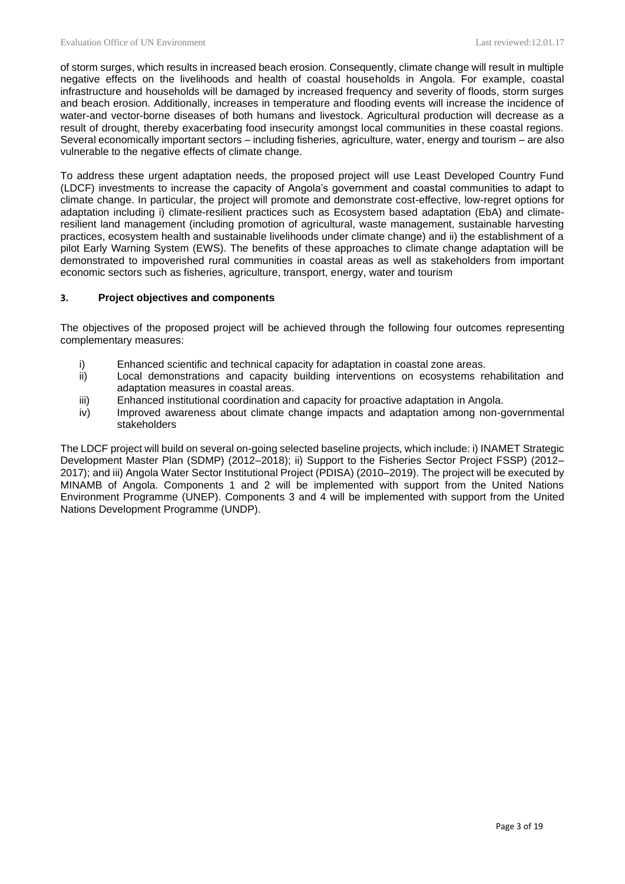of storm surges, which results in increased beach erosion. Consequently, climate change will result in multiple negative effects on the livelihoods and health of coastal households in Angola. For example, coastal infrastructure and households will be damaged by increased frequency and severity of floods, storm surges and beach erosion. Additionally, increases in temperature and flooding events will increase the incidence of water-and vector-borne diseases of both humans and livestock. Agricultural production will decrease as a result of drought, thereby exacerbating food insecurity amongst local communities in these coastal regions. Several economically important sectors – including fisheries, agriculture, water, energy and tourism – are also vulnerable to the negative effects of climate change.

To address these urgent adaptation needs, the proposed project will use Least Developed Country Fund (LDCF) investments to increase the capacity of Angola's government and coastal communities to adapt to climate change. In particular, the project will promote and demonstrate cost-effective, low-regret options for adaptation including i) climate-resilient practices such as Ecosystem based adaptation (EbA) and climate-resilient land management (including promotion of agricultural, waste management, sustainable harvesting practices, ecosystem health and sustainable livelihoods under climate change) and ii) the establishment of a pilot Early Warning System (EWS). The benefits of these approaches to climate change adaptation will be demonstrated to impoverished rural communities in coastal areas as well as stakeholders from important economic sectors such as fisheries, agriculture, transport, energy, water and tourism

### 3. Project objectives and components

The objectives of the proposed project will be achieved through the following four outcomes representing complementary measures:

- i) Enhanced scientific and technical capacity for adaptation in coastal zone areas.
- ii) Local demonstrations and capacity building interventions on ecosystems rehabilitation and adaptation measures in coastal areas.
- iii) Enhanced institutional coordination and capacity for proactive adaptation in Angola.
- iv) Improved awareness about climate change impacts and adaptation among non-governmental stakeholders

The LDCF project will build on several on-going selected baseline projects, which include: i) INAMET Strategic Development Master Plan (SDMP) (2012–2018); ii) Support to the Fisheries Sector Project FSSP) (2012–2017); and iii) Angola Water Sector Institutional Project (PDISA) (2010–2019). The project will be executed by MINAMB of Angola. Components 1 and 2 will be implemented with support from the United Nations Environment Programme (UNEP). Components 3 and 4 will be implemented with support from the United Nations Development Programme (UNDP).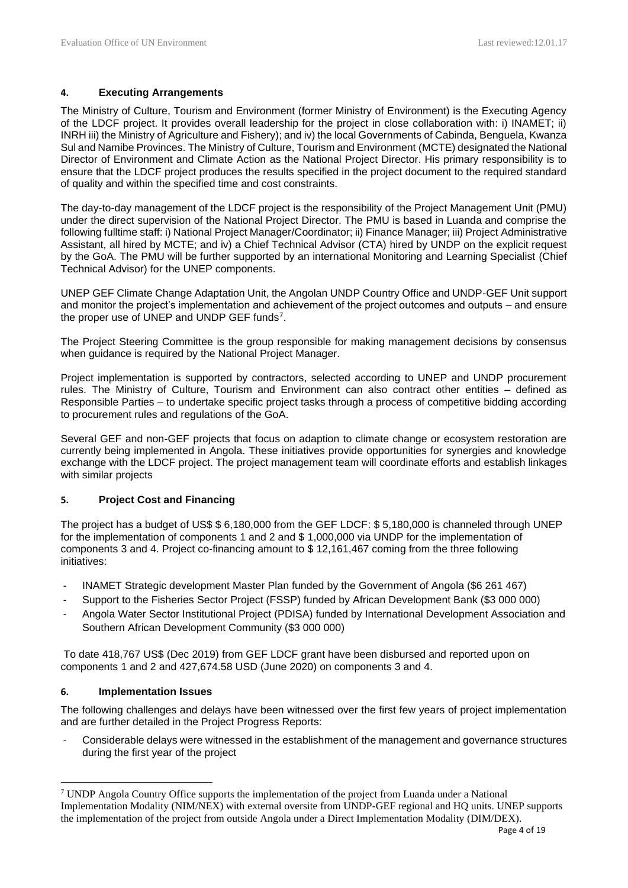#### 4. Executing Arrangements

The Ministry of Culture, Tourism and Environment (former Ministry of Environment) is the Executing Agency of the LDCF project. It provides overall leadership for the project in close collaboration with: i) INAMET; ii) INRH iii) the Ministry of Agriculture and Fishery); and iv) the local Governments of Cabinda, Benguela, Kwanza Sul and Namibe Provinces. The Ministry of Culture, Tourism and Environment (MCTE) designated the National Director of Environment and Climate Action as the National Project Director. His primary responsibility is to ensure that the LDCF project produces the results specified in the project document to the required standard of quality and within the specified time and cost constraints.

The day-to-day management of the LDCF project is the responsibility of the Project Management Unit (PMU) under the direct supervision of the National Project Director. The PMU is based in Luanda and comprise the following fulltime staff: i) National Project Manager/Coordinator; ii) Finance Manager; iii) Project Administrative Assistant, all hired by MCTE; and iv) a Chief Technical Advisor (CTA) hired by UNDP on the explicit request by the GoA. The PMU will be further supported by an international Monitoring and Learning Specialist (Chief Technical Advisor) for the UNEP components.

UNEP GEF Climate Change Adaptation Unit, the Angolan UNDP Country Office and UNDP-GEF Unit support and monitor the project's implementation and achievement of the project outcomes and outputs – and ensure the proper use of UNEP and UNDP GEF funds[7].

The Project Steering Committee is the group responsible for making management decisions by consensus when guidance is required by the National Project Manager.

Project implementation is supported by contractors, selected according to UNEP and UNDP procurement rules. The Ministry of Culture, Tourism and Environment can also contract other entities – defined as Responsible Parties – to undertake specific project tasks through a process of competitive bidding according to procurement rules and regulations of the GoA.

Several GEF and non-GEF projects that focus on adaption to climate change or ecosystem restoration are currently being implemented in Angola. These initiatives provide opportunities for synergies and knowledge exchange with the LDCF project. The project management team will coordinate efforts and establish linkages with similar projects

#### 5. Project Cost and Financing

The project has a budget of US$ $ 6,180,000 from the GEF LDCF: $ 5,180,000 is channeled through UNEP for the implementation of components 1 and 2 and $ 1,000,000 via UNDP for the implementation of components 3 and 4. Project co-financing amount to $ 12,161,467 coming from the three following initiatives:

- INAMET Strategic development Master Plan funded by the Government of Angola ($6 261 467)
- Support to the Fisheries Sector Project (FSSP) funded by African Development Bank ($3 000 000)
- Angola Water Sector Institutional Project (PDISA) funded by International Development Association and Southern African Development Community ($3 000 000)

To date 418,767 US$ (Dec 2019) from GEF LDCF grant have been disbursed and reported upon on components 1 and 2 and 427,674.58 USD (June 2020) on components 3 and 4.

#### 6. Implementation Issues

The following challenges and delays have been witnessed over the first few years of project implementation and are further detailed in the Project Progress Reports:

- Considerable delays were witnessed in the establishment of the management and governance structures during the first year of the project

[7] UNDP Angola Country Office supports the implementation of the project from Luanda under a National Implementation Modality (NIM/NEX) with external oversite from UNDP-GEF regional and HQ units. UNEP supports the implementation of the project from outside Angola under a Direct Implementation Modality (DIM/DEX).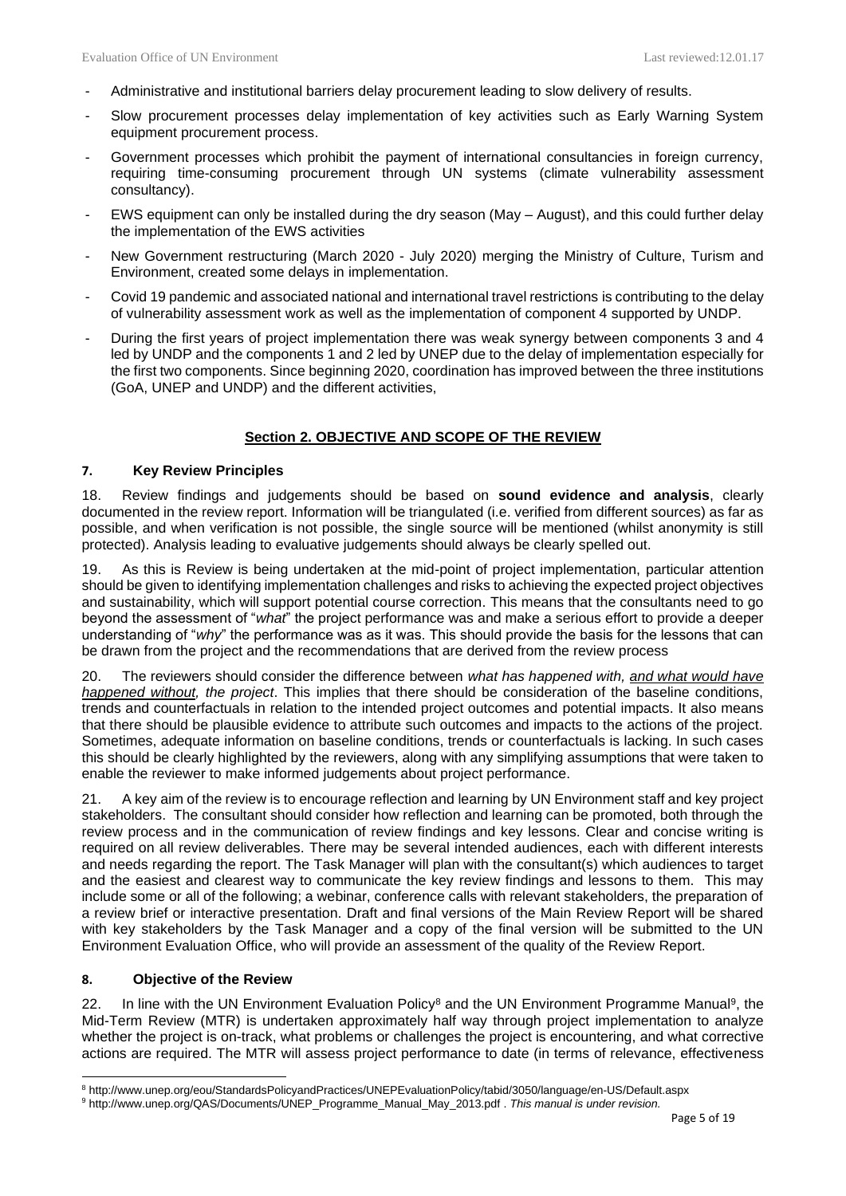- Administrative and institutional barriers delay procurement leading to slow delivery of results.
- Slow procurement processes delay implementation of key activities such as Early Warning System equipment procurement process.
- Government processes which prohibit the payment of international consultancies in foreign currency, requiring time-consuming procurement through UN systems (climate vulnerability assessment consultancy).
- EWS equipment can only be installed during the dry season (May – August), and this could further delay the implementation of the EWS activities
- New Government restructuring (March 2020 - July 2020) merging the Ministry of Culture, Turism and Environment, created some delays in implementation.
- Covid 19 pandemic and associated national and international travel restrictions is contributing to the delay of vulnerability assessment work as well as the implementation of component 4 supported by UNDP.
- During the first years of project implementation there was weak synergy between components 3 and 4 led by UNDP and the components 1 and 2 led by UNEP due to the delay of implementation especially for the first two components. Since beginning 2020, coordination has improved between the three institutions (GoA, UNEP and UNDP) and the different activities,

## Section 2. OBJECTIVE AND SCOPE OF THE REVIEW

### 7. Key Review Principles

18. Review findings and judgements should be based on **sound evidence and analysis**, clearly documented in the review report. Information will be triangulated (i.e. verified from different sources) as far as possible, and when verification is not possible, the single source will be mentioned (whilst anonymity is still protected). Analysis leading to evaluative judgements should always be clearly spelled out.

19. As this is Review is being undertaken at the mid-point of project implementation, particular attention should be given to identifying implementation challenges and risks to achieving the expected project objectives and sustainability, which will support potential course correction. This means that the consultants need to go beyond the assessment of "*what*" the project performance was and make a serious effort to provide a deeper understanding of "*why*" the performance was as it was. This should provide the basis for the lessons that can be drawn from the project and the recommendations that are derived from the review process

20. The reviewers should consider the difference between *what has happened with, and what would have happened without, the project*. This implies that there should be consideration of the baseline conditions, trends and counterfactuals in relation to the intended project outcomes and potential impacts. It also means that there should be plausible evidence to attribute such outcomes and impacts to the actions of the project. Sometimes, adequate information on baseline conditions, trends or counterfactuals is lacking. In such cases this should be clearly highlighted by the reviewers, along with any simplifying assumptions that were taken to enable the reviewer to make informed judgements about project performance.

21. A key aim of the review is to encourage reflection and learning by UN Environment staff and key project stakeholders. The consultant should consider how reflection and learning can be promoted, both through the review process and in the communication of review findings and key lessons. Clear and concise writing is required on all review deliverables. There may be several intended audiences, each with different interests and needs regarding the report. The Task Manager will plan with the consultant(s) which audiences to target and the easiest and clearest way to communicate the key review findings and lessons to them. This may include some or all of the following; a webinar, conference calls with relevant stakeholders, the preparation of a review brief or interactive presentation. Draft and final versions of the Main Review Report will be shared with key stakeholders by the Task Manager and a copy of the final version will be submitted to the UN Environment Evaluation Office, who will provide an assessment of the quality of the Review Report.

### 8. Objective of the Review

22. In line with the UN Environment Evaluation Policy[8] and the UN Environment Programme Manual[9], the Mid-Term Review (MTR) is undertaken approximately half way through project implementation to analyze whether the project is on-track, what problems or challenges the project is encountering, and what corrective actions are required. The MTR will assess project performance to date (in terms of relevance, effectiveness

[8] http://www.unep.org/eou/StandardsPolicyandPractices/UNEPEvaluationPolicy/tabid/3050/language/en-US/Default.aspx

[9] http://www.unep.org/QAS/Documents/UNEP_Programme_Manual_May_2013.pdf . *This manual is under revision.*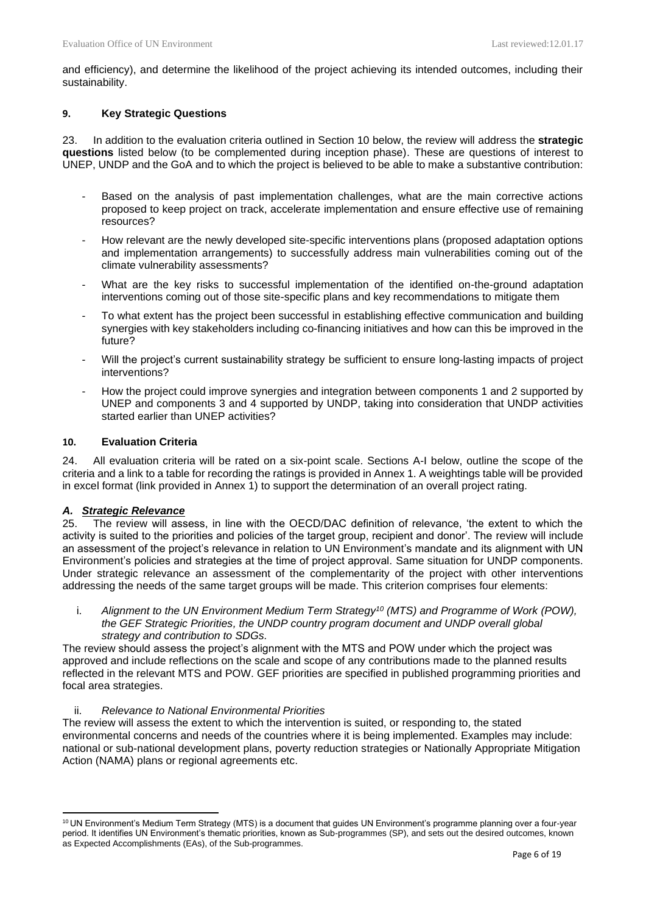and efficiency), and determine the likelihood of the project achieving its intended outcomes, including their sustainability.

### 9. Key Strategic Questions

23. In addition to the evaluation criteria outlined in Section 10 below, the review will address the **strategic questions** listed below (to be complemented during inception phase). These are questions of interest to UNEP, UNDP and the GoA and to which the project is believed to be able to make a substantive contribution:

- Based on the analysis of past implementation challenges, what are the main corrective actions proposed to keep project on track, accelerate implementation and ensure effective use of remaining resources?
- How relevant are the newly developed site-specific interventions plans (proposed adaptation options and implementation arrangements) to successfully address main vulnerabilities coming out of the climate vulnerability assessments?
- What are the key risks to successful implementation of the identified on-the-ground adaptation interventions coming out of those site-specific plans and key recommendations to mitigate them
- To what extent has the project been successful in establishing effective communication and building synergies with key stakeholders including co-financing initiatives and how can this be improved in the future?
- Will the project's current sustainability strategy be sufficient to ensure long-lasting impacts of project interventions?
- How the project could improve synergies and integration between components 1 and 2 supported by UNEP and components 3 and 4 supported by UNDP, taking into consideration that UNDP activities started earlier than UNEP activities?

### 10. Evaluation Criteria

24. All evaluation criteria will be rated on a six-point scale. Sections A-I below, outline the scope of the criteria and a link to a table for recording the ratings is provided in Annex 1. A weightings table will be provided in excel format (link provided in Annex 1) to support the determination of an overall project rating.

#### *A. Strategic Relevance*

25. The review will assess, in line with the OECD/DAC definition of relevance, 'the extent to which the activity is suited to the priorities and policies of the target group, recipient and donor'. The review will include an assessment of the project's relevance in relation to UN Environment's mandate and its alignment with UN Environment's policies and strategies at the time of project approval. Same situation for UNDP components. Under strategic relevance an assessment of the complementarity of the project with other interventions addressing the needs of the same target groups will be made. This criterion comprises four elements:

i. *Alignment to the UN Environment Medium Term Strategy[10] (MTS) and Programme of Work (POW), the GEF Strategic Priorities, the UNDP country program document and UNDP overall global strategy and contribution to SDGs.*

The review should assess the project's alignment with the MTS and POW under which the project was approved and include reflections on the scale and scope of any contributions made to the planned results reflected in the relevant MTS and POW. GEF priorities are specified in published programming priorities and focal area strategies.

ii. *Relevance to National Environmental Priorities*

The review will assess the extent to which the intervention is suited, or responding to, the stated environmental concerns and needs of the countries where it is being implemented. Examples may include: national or sub-national development plans, poverty reduction strategies or Nationally Appropriate Mitigation Action (NAMA) plans or regional agreements etc.

---

[10] UN Environment's Medium Term Strategy (MTS) is a document that guides UN Environment's programme planning over a four-year period. It identifies UN Environment's thematic priorities, known as Sub-programmes (SP), and sets out the desired outcomes, known as Expected Accomplishments (EAs), of the Sub-programmes.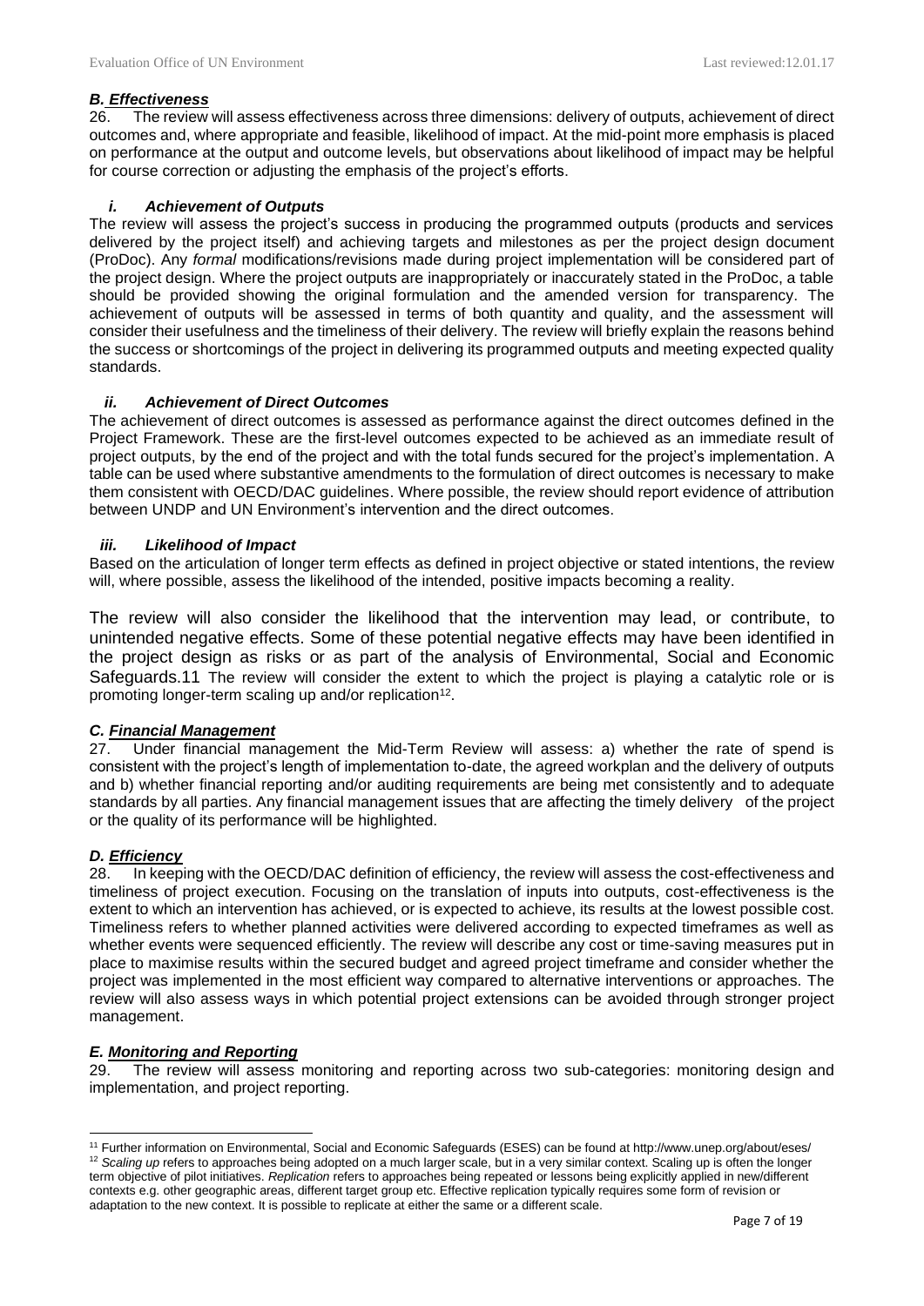### *B. Effectiveness*

26. The review will assess effectiveness across three dimensions: delivery of outputs, achievement of direct outcomes and, where appropriate and feasible, likelihood of impact. At the mid-point more emphasis is placed on performance at the output and outcome levels, but observations about likelihood of impact may be helpful for course correction or adjusting the emphasis of the project's efforts.

#### *i. Achievement of Outputs*

The review will assess the project's success in producing the programmed outputs (products and services delivered by the project itself) and achieving targets and milestones as per the project design document (ProDoc). Any *formal* modifications/revisions made during project implementation will be considered part of the project design. Where the project outputs are inappropriately or inaccurately stated in the ProDoc, a table should be provided showing the original formulation and the amended version for transparency. The achievement of outputs will be assessed in terms of both quantity and quality, and the assessment will consider their usefulness and the timeliness of their delivery. The review will briefly explain the reasons behind the success or shortcomings of the project in delivering its programmed outputs and meeting expected quality standards.

#### *ii. Achievement of Direct Outcomes*

The achievement of direct outcomes is assessed as performance against the direct outcomes defined in the Project Framework. These are the first-level outcomes expected to be achieved as an immediate result of project outputs, by the end of the project and with the total funds secured for the project's implementation. A table can be used where substantive amendments to the formulation of direct outcomes is necessary to make them consistent with OECD/DAC guidelines. Where possible, the review should report evidence of attribution between UNDP and UN Environment's intervention and the direct outcomes.

#### *iii. Likelihood of Impact*

Based on the articulation of longer term effects as defined in project objective or stated intentions, the review will, where possible, assess the likelihood of the intended, positive impacts becoming a reality.

The review will also consider the likelihood that the intervention may lead, or contribute, to unintended negative effects. Some of these potential negative effects may have been identified in the project design as risks or as part of the analysis of Environmental, Social and Economic Safeguards.11 The review will consider the extent to which the project is playing a catalytic role or is promoting longer-term scaling up and/or replication[12].

### *C. Financial Management*

27. Under financial management the Mid-Term Review will assess: a) whether the rate of spend is consistent with the project's length of implementation to-date, the agreed workplan and the delivery of outputs and b) whether financial reporting and/or auditing requirements are being met consistently and to adequate standards by all parties. Any financial management issues that are affecting the timely delivery of the project or the quality of its performance will be highlighted.

### *D. Efficiency*

28. In keeping with the OECD/DAC definition of efficiency, the review will assess the cost-effectiveness and timeliness of project execution. Focusing on the translation of inputs into outputs, cost-effectiveness is the extent to which an intervention has achieved, or is expected to achieve, its results at the lowest possible cost. Timeliness refers to whether planned activities were delivered according to expected timeframes as well as whether events were sequenced efficiently. The review will describe any cost or time-saving measures put in place to maximise results within the secured budget and agreed project timeframe and consider whether the project was implemented in the most efficient way compared to alternative interventions or approaches. The review will also assess ways in which potential project extensions can be avoided through stronger project management.

### *E. Monitoring and Reporting*

29. The review will assess monitoring and reporting across two sub-categories: monitoring design and implementation, and project reporting.

---

[11] Further information on Environmental, Social and Economic Safeguards (ESES) can be found at http://www.unep.org/about/eses/

[12] *Scaling up* refers to approaches being adopted on a much larger scale, but in a very similar context. Scaling up is often the longer term objective of pilot initiatives. *Replication* refers to approaches being repeated or lessons being explicitly applied in new/different contexts e.g. other geographic areas, different target group etc. Effective replication typically requires some form of revision or adaptation to the new context. It is possible to replicate at either the same or a different scale.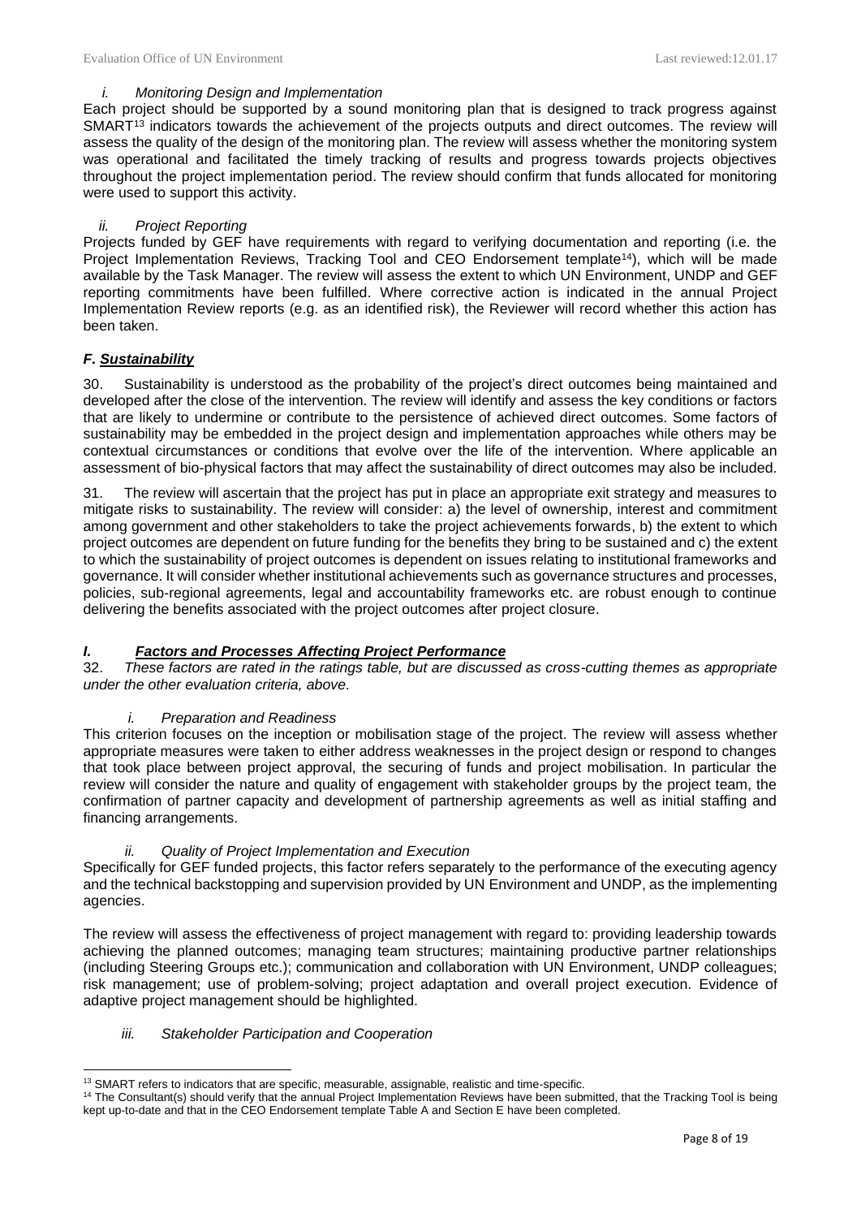*i. Monitoring Design and Implementation*

Each project should be supported by a sound monitoring plan that is designed to track progress against SMART[13] indicators towards the achievement of the projects outputs and direct outcomes. The review will assess the quality of the design of the monitoring plan. The review will assess whether the monitoring system was operational and facilitated the timely tracking of results and progress towards projects objectives throughout the project implementation period. The review should confirm that funds allocated for monitoring were used to support this activity.

*ii. Project Reporting*

Projects funded by GEF have requirements with regard to verifying documentation and reporting (i.e. the Project Implementation Reviews, Tracking Tool and CEO Endorsement template[14]), which will be made available by the Task Manager. The review will assess the extent to which UN Environment, UNDP and GEF reporting commitments have been fulfilled. Where corrective action is indicated in the annual Project Implementation Review reports (e.g. as an identified risk), the Reviewer will record whether this action has been taken.

### *F. Sustainability*

30. Sustainability is understood as the probability of the project's direct outcomes being maintained and developed after the close of the intervention. The review will identify and assess the key conditions or factors that are likely to undermine or contribute to the persistence of achieved direct outcomes. Some factors of sustainability may be embedded in the project design and implementation approaches while others may be contextual circumstances or conditions that evolve over the life of the intervention. Where applicable an assessment of bio-physical factors that may affect the sustainability of direct outcomes may also be included.

31. The review will ascertain that the project has put in place an appropriate exit strategy and measures to mitigate risks to sustainability. The review will consider: a) the level of ownership, interest and commitment among government and other stakeholders to take the project achievements forwards, b) the extent to which project outcomes are dependent on future funding for the benefits they bring to be sustained and c) the extent to which the sustainability of project outcomes is dependent on issues relating to institutional frameworks and governance. It will consider whether institutional achievements such as governance structures and processes, policies, sub-regional agreements, legal and accountability frameworks etc. are robust enough to continue delivering the benefits associated with the project outcomes after project closure.

### *I. Factors and Processes Affecting Project Performance*

32. *These factors are rated in the ratings table, but are discussed as cross-cutting themes as appropriate under the other evaluation criteria, above.*

*i. Preparation and Readiness*

This criterion focuses on the inception or mobilisation stage of the project. The review will assess whether appropriate measures were taken to either address weaknesses in the project design or respond to changes that took place between project approval, the securing of funds and project mobilisation. In particular the review will consider the nature and quality of engagement with stakeholder groups by the project team, the confirmation of partner capacity and development of partnership agreements as well as initial staffing and financing arrangements.

*ii. Quality of Project Implementation and Execution*

Specifically for GEF funded projects, this factor refers separately to the performance of the executing agency and the technical backstopping and supervision provided by UN Environment and UNDP, as the implementing agencies.

The review will assess the effectiveness of project management with regard to: providing leadership towards achieving the planned outcomes; managing team structures; maintaining productive partner relationships (including Steering Groups etc.); communication and collaboration with UN Environment, UNDP colleagues; risk management; use of problem-solving; project adaptation and overall project execution. Evidence of adaptive project management should be highlighted.

*iii. Stakeholder Participation and Cooperation*

---

[13] SMART refers to indicators that are specific, measurable, assignable, realistic and time-specific.

[14] The Consultant(s) should verify that the annual Project Implementation Reviews have been submitted, that the Tracking Tool is being kept up-to-date and that in the CEO Endorsement template Table A and Section E have been completed.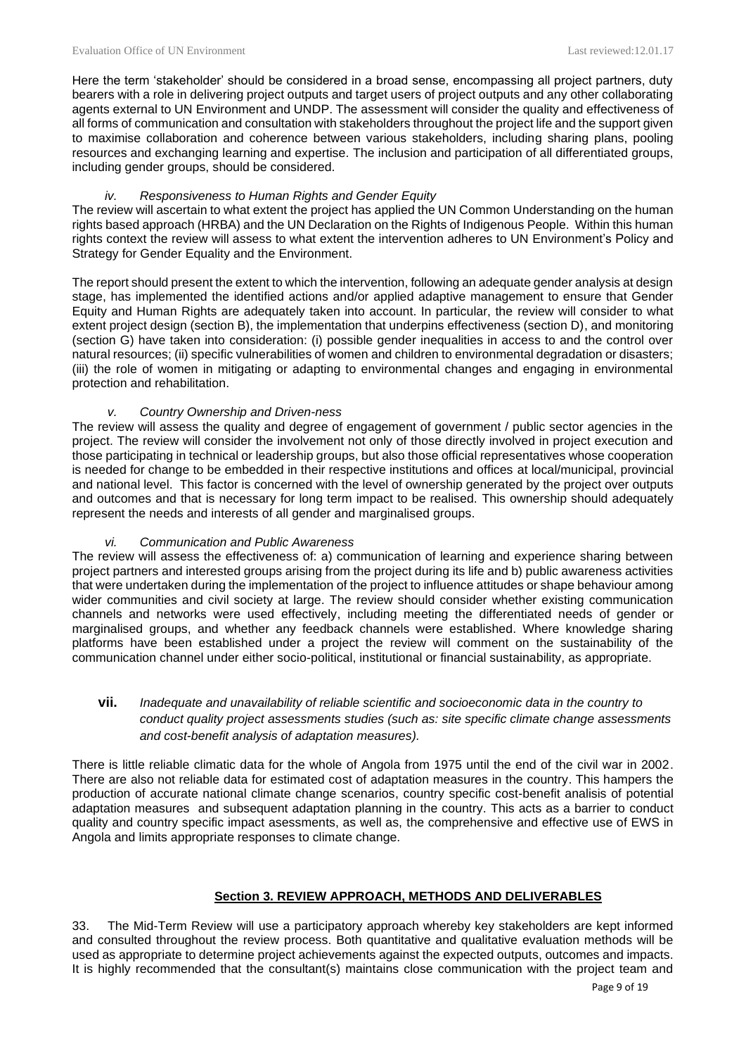Here the term 'stakeholder' should be considered in a broad sense, encompassing all project partners, duty bearers with a role in delivering project outputs and target users of project outputs and any other collaborating agents external to UN Environment and UNDP. The assessment will consider the quality and effectiveness of all forms of communication and consultation with stakeholders throughout the project life and the support given to maximise collaboration and coherence between various stakeholders, including sharing plans, pooling resources and exchanging learning and expertise. The inclusion and participation of all differentiated groups, including gender groups, should be considered.

*iv. Responsiveness to Human Rights and Gender Equity*

The review will ascertain to what extent the project has applied the UN Common Understanding on the human rights based approach (HRBA) and the UN Declaration on the Rights of Indigenous People. Within this human rights context the review will assess to what extent the intervention adheres to UN Environment's Policy and Strategy for Gender Equality and the Environment.

The report should present the extent to which the intervention, following an adequate gender analysis at design stage, has implemented the identified actions and/or applied adaptive management to ensure that Gender Equity and Human Rights are adequately taken into account. In particular, the review will consider to what extent project design (section B), the implementation that underpins effectiveness (section D), and monitoring (section G) have taken into consideration: (i) possible gender inequalities in access to and the control over natural resources; (ii) specific vulnerabilities of women and children to environmental degradation or disasters; (iii) the role of women in mitigating or adapting to environmental changes and engaging in environmental protection and rehabilitation.

*v. Country Ownership and Driven-ness*

The review will assess the quality and degree of engagement of government / public sector agencies in the project. The review will consider the involvement not only of those directly involved in project execution and those participating in technical or leadership groups, but also those official representatives whose cooperation is needed for change to be embedded in their respective institutions and offices at local/municipal, provincial and national level. This factor is concerned with the level of ownership generated by the project over outputs and outcomes and that is necessary for long term impact to be realised. This ownership should adequately represent the needs and interests of all gender and marginalised groups.

*vi. Communication and Public Awareness*

The review will assess the effectiveness of: a) communication of learning and experience sharing between project partners and interested groups arising from the project during its life and b) public awareness activities that were undertaken during the implementation of the project to influence attitudes or shape behaviour among wider communities and civil society at large. The review should consider whether existing communication channels and networks were used effectively, including meeting the differentiated needs of gender or marginalised groups, and whether any feedback channels were established. Where knowledge sharing platforms have been established under a project the review will comment on the sustainability of the communication channel under either socio-political, institutional or financial sustainability, as appropriate.

**vii.** *Inadequate and unavailability of reliable scientific and socioeconomic data in the country to conduct quality project assessments studies (such as: site specific climate change assessments and cost-benefit analysis of adaptation measures).*

There is little reliable climatic data for the whole of Angola from 1975 until the end of the civil war in 2002. There are also not reliable data for estimated cost of adaptation measures in the country. This hampers the production of accurate national climate change scenarios, country specific cost-benefit analisis of potential adaptation measures and subsequent adaptation planning in the country. This acts as a barrier to conduct quality and country specific impact asessments, as well as, the comprehensive and effective use of EWS in Angola and limits appropriate responses to climate change.

## Section 3. REVIEW APPROACH, METHODS AND DELIVERABLES

33. The Mid-Term Review will use a participatory approach whereby key stakeholders are kept informed and consulted throughout the review process. Both quantitative and qualitative evaluation methods will be used as appropriate to determine project achievements against the expected outputs, outcomes and impacts. It is highly recommended that the consultant(s) maintains close communication with the project team and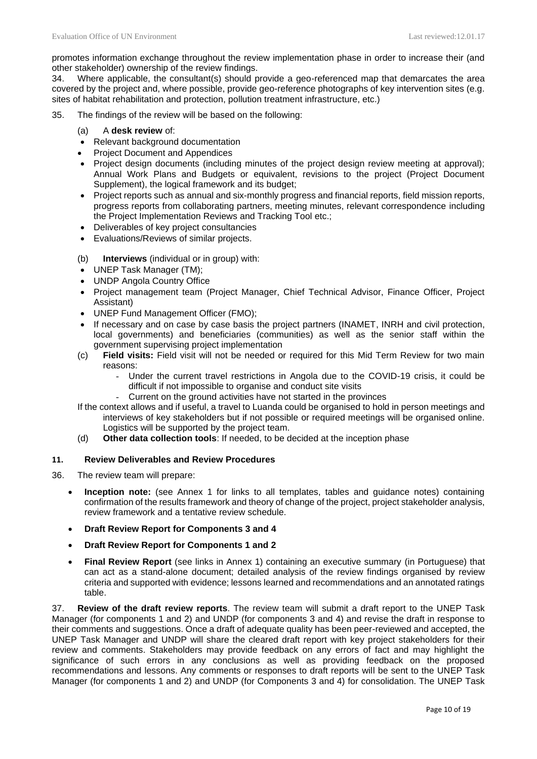promotes information exchange throughout the review implementation phase in order to increase their (and other stakeholder) ownership of the review findings.

34. Where applicable, the consultant(s) should provide a geo-referenced map that demarcates the area covered by the project and, where possible, provide geo-reference photographs of key intervention sites (e.g. sites of habitat rehabilitation and protection, pollution treatment infrastructure, etc.)

35. The findings of the review will be based on the following:

(a) A **desk review** of:

- Relevant background documentation
- Project Document and Appendices
- Project design documents (including minutes of the project design review meeting at approval); Annual Work Plans and Budgets or equivalent, revisions to the project (Project Document Supplement), the logical framework and its budget;
- Project reports such as annual and six-monthly progress and financial reports, field mission reports, progress reports from collaborating partners, meeting minutes, relevant correspondence including the Project Implementation Reviews and Tracking Tool etc.;
- Deliverables of key project consultancies
- Evaluations/Reviews of similar projects.

(b) **Interviews** (individual or in group) with:

- UNEP Task Manager (TM);
- UNDP Angola Country Office
- Project management team (Project Manager, Chief Technical Advisor, Finance Officer, Project Assistant)
- UNEP Fund Management Officer (FMO);
- If necessary and on case by case basis the project partners (INAMET, INRH and civil protection, local governments) and beneficiaries (communities) as well as the senior staff within the government supervising project implementation

(c) **Field visits:** Field visit will not be needed or required for this Mid Term Review for two main reasons:

- Under the current travel restrictions in Angola due to the COVID-19 crisis, it could be difficult if not impossible to organise and conduct site visits
- Current on the ground activities have not started in the provinces

If the context allows and if useful, a travel to Luanda could be organised to hold in person meetings and interviews of key stakeholders but if not possible or required meetings will be organised online. Logistics will be supported by the project team.

(d) **Other data collection tools**: If needed, to be decided at the inception phase

## 11. Review Deliverables and Review Procedures

36. The review team will prepare:

- **Inception note:** (see Annex 1 for links to all templates, tables and guidance notes) containing confirmation of the results framework and theory of change of the project, project stakeholder analysis, review framework and a tentative review schedule.
- **Draft Review Report for Components 3 and 4**
- **Draft Review Report for Components 1 and 2**
- **Final Review Report** (see links in Annex 1) containing an executive summary (in Portuguese) that can act as a stand-alone document; detailed analysis of the review findings organised by review criteria and supported with evidence; lessons learned and recommendations and an annotated ratings table.

37. **Review of the draft review reports**. The review team will submit a draft report to the UNEP Task Manager (for components 1 and 2) and UNDP (for components 3 and 4) and revise the draft in response to their comments and suggestions. Once a draft of adequate quality has been peer-reviewed and accepted, the UNEP Task Manager and UNDP will share the cleared draft report with key project stakeholders for their review and comments. Stakeholders may provide feedback on any errors of fact and may highlight the significance of such errors in any conclusions as well as providing feedback on the proposed recommendations and lessons. Any comments or responses to draft reports will be sent to the UNEP Task Manager (for components 1 and 2) and UNDP (for Components 3 and 4) for consolidation. The UNEP Task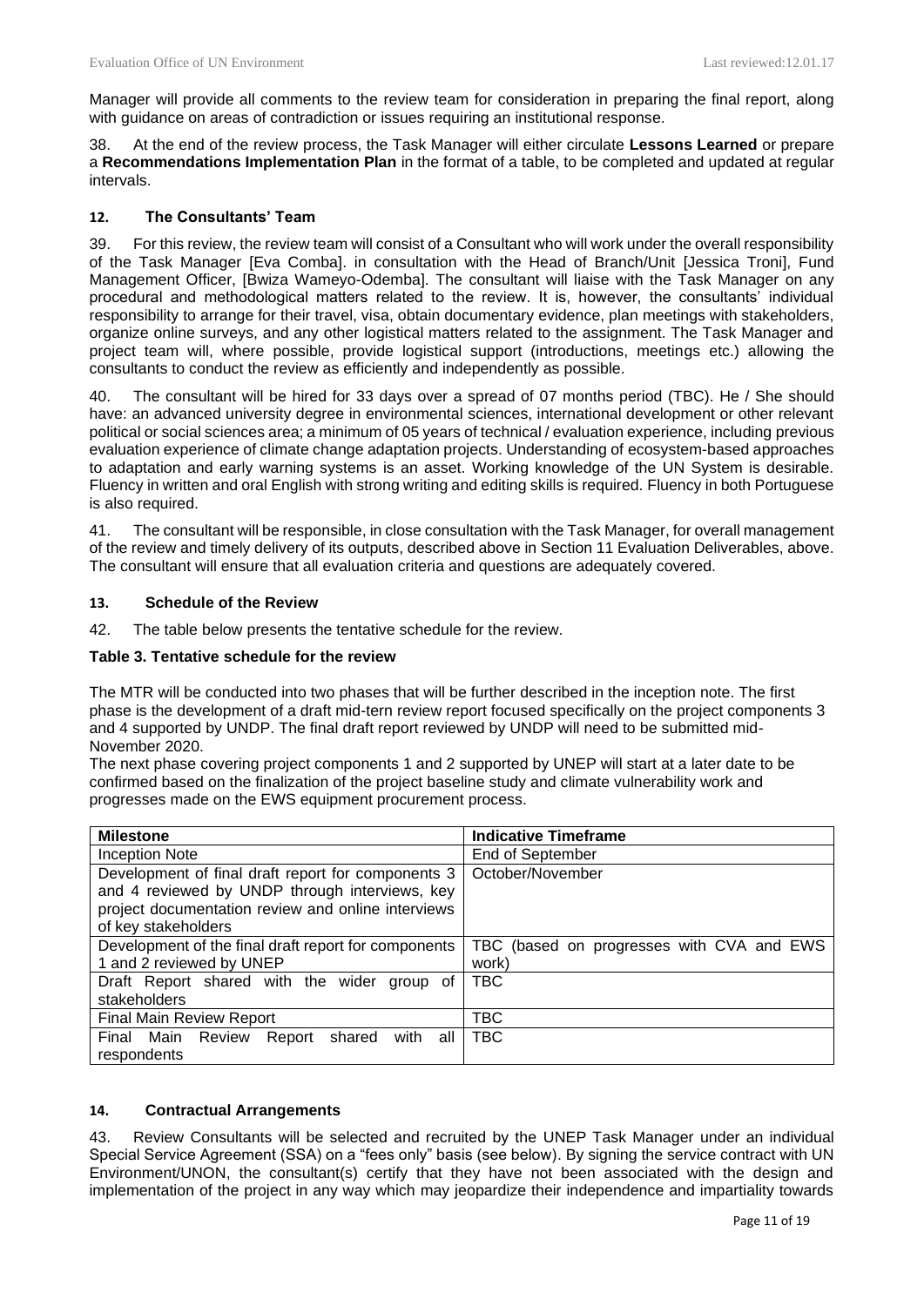Manager will provide all comments to the review team for consideration in preparing the final report, along with guidance on areas of contradiction or issues requiring an institutional response.

38. At the end of the review process, the Task Manager will either circulate **Lessons Learned** or prepare a **Recommendations Implementation Plan** in the format of a table, to be completed and updated at regular intervals.

## 12. The Consultants' Team

39. For this review, the review team will consist of a Consultant who will work under the overall responsibility of the Task Manager [Eva Comba]. in consultation with the Head of Branch/Unit [Jessica Troni], Fund Management Officer, [Bwiza Wameyo-Odemba]. The consultant will liaise with the Task Manager on any procedural and methodological matters related to the review. It is, however, the consultants' individual responsibility to arrange for their travel, visa, obtain documentary evidence, plan meetings with stakeholders, organize online surveys, and any other logistical matters related to the assignment. The Task Manager and project team will, where possible, provide logistical support (introductions, meetings etc.) allowing the consultants to conduct the review as efficiently and independently as possible.

40. The consultant will be hired for 33 days over a spread of 07 months period (TBC). He / She should have: an advanced university degree in environmental sciences, international development or other relevant political or social sciences area; a minimum of 05 years of technical / evaluation experience, including previous evaluation experience of climate change adaptation projects. Understanding of ecosystem-based approaches to adaptation and early warning systems is an asset. Working knowledge of the UN System is desirable. Fluency in written and oral English with strong writing and editing skills is required. Fluency in both Portuguese is also required.

41. The consultant will be responsible, in close consultation with the Task Manager, for overall management of the review and timely delivery of its outputs, described above in Section 11 Evaluation Deliverables, above. The consultant will ensure that all evaluation criteria and questions are adequately covered.

## 13. Schedule of the Review

42. The table below presents the tentative schedule for the review.

**Table 3. Tentative schedule for the review**

The MTR will be conducted into two phases that will be further described in the inception note. The first phase is the development of a draft mid-tern review report focused specifically on the project components 3 and 4 supported by UNDP. The final draft report reviewed by UNDP will need to be submitted mid-November 2020.

The next phase covering project components 1 and 2 supported by UNEP will start at a later date to be confirmed based on the finalization of the project baseline study and climate vulnerability work and progresses made on the EWS equipment procurement process.

| Milestone | Indicative Timeframe |
|---|---|
| Inception Note | End of September |
| Development of final draft report for components 3 and 4 reviewed by UNDP through interviews, key project documentation review and online interviews of key stakeholders | October/November |
| Development of the final draft report for components 1 and 2 reviewed by UNEP | TBC (based on progresses with CVA and EWS work) |
| Draft Report shared with the wider group of stakeholders | TBC |
| Final Main Review Report | TBC |
| Final Main Review Report shared with all respondents | TBC |

## 14. Contractual Arrangements

43. Review Consultants will be selected and recruited by the UNEP Task Manager under an individual Special Service Agreement (SSA) on a "fees only" basis (see below). By signing the service contract with UN Environment/UNON, the consultant(s) certify that they have not been associated with the design and implementation of the project in any way which may jeopardize their independence and impartiality towards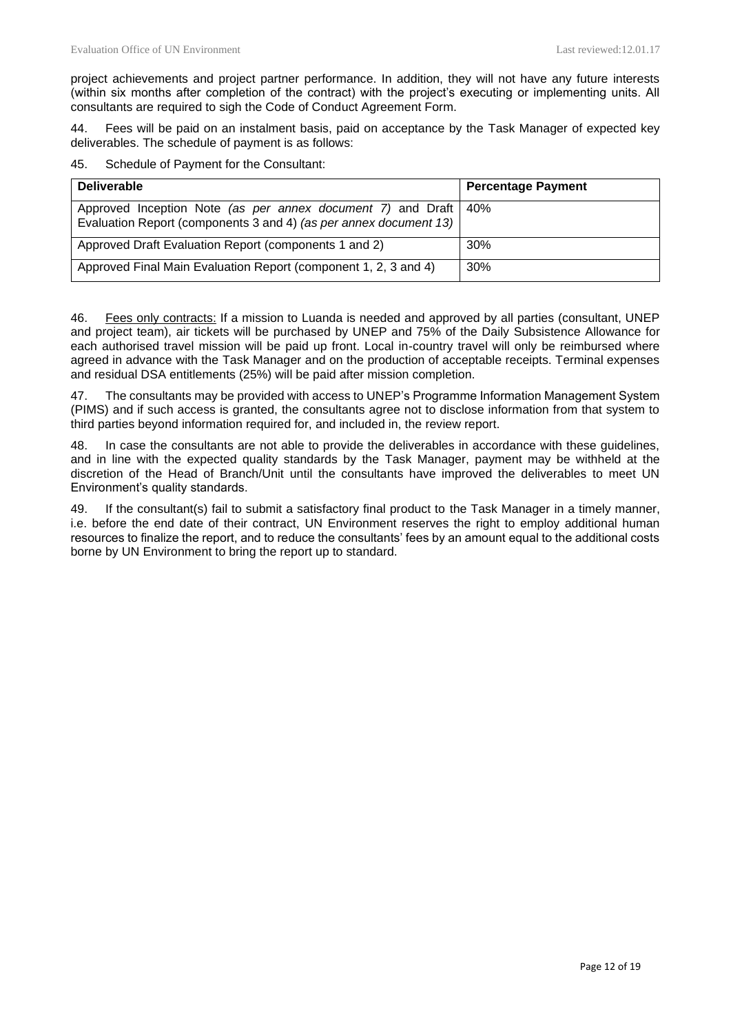project achievements and project partner performance. In addition, they will not have any future interests (within six months after completion of the contract) with the project's executing or implementing units. All consultants are required to sigh the Code of Conduct Agreement Form.

44. Fees will be paid on an instalment basis, paid on acceptance by the Task Manager of expected key deliverables. The schedule of payment is as follows:

45. Schedule of Payment for the Consultant:

| **Deliverable** | **Percentage Payment** |
|---|---|
| Approved Inception Note *(as per annex document 7)* and Draft Evaluation Report (components 3 and 4) *(as per annex document 13)* | 40% |
| Approved Draft Evaluation Report (components 1 and 2) | 30% |
| Approved Final Main Evaluation Report (component 1, 2, 3 and 4) | 30% |

46. Fees only contracts: If a mission to Luanda is needed and approved by all parties (consultant, UNEP and project team), air tickets will be purchased by UNEP and 75% of the Daily Subsistence Allowance for each authorised travel mission will be paid up front. Local in-country travel will only be reimbursed where agreed in advance with the Task Manager and on the production of acceptable receipts. Terminal expenses and residual DSA entitlements (25%) will be paid after mission completion.

47. The consultants may be provided with access to UNEP's Programme Information Management System (PIMS) and if such access is granted, the consultants agree not to disclose information from that system to third parties beyond information required for, and included in, the review report.

48. In case the consultants are not able to provide the deliverables in accordance with these guidelines, and in line with the expected quality standards by the Task Manager, payment may be withheld at the discretion of the Head of Branch/Unit until the consultants have improved the deliverables to meet UN Environment's quality standards.

49. If the consultant(s) fail to submit a satisfactory final product to the Task Manager in a timely manner, i.e. before the end date of their contract, UN Environment reserves the right to employ additional human resources to finalize the report, and to reduce the consultants' fees by an amount equal to the additional costs borne by UN Environment to bring the report up to standard.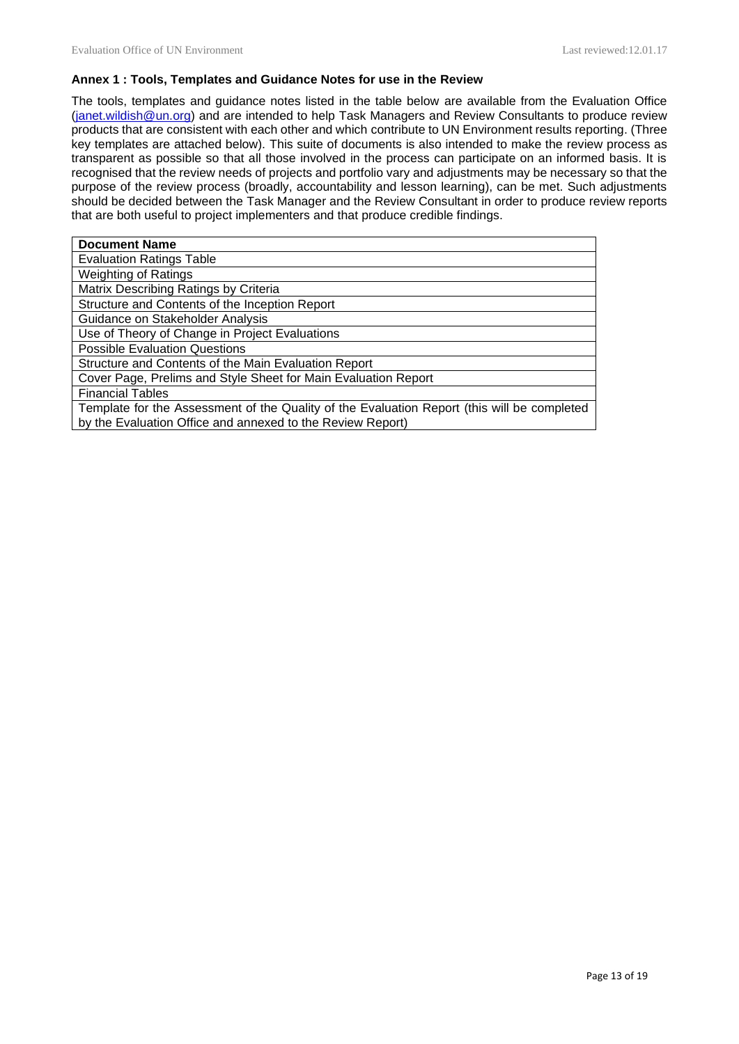**Annex 1 : Tools, Templates and Guidance Notes for use in the Review**

The tools, templates and guidance notes listed in the table below are available from the Evaluation Office (janet.wildish@un.org) and are intended to help Task Managers and Review Consultants to produce review products that are consistent with each other and which contribute to UN Environment results reporting. (Three key templates are attached below). This suite of documents is also intended to make the review process as transparent as possible so that all those involved in the process can participate on an informed basis. It is recognised that the review needs of projects and portfolio vary and adjustments may be necessary so that the purpose of the review process (broadly, accountability and lesson learning), can be met. Such adjustments should be decided between the Task Manager and the Review Consultant in order to produce review reports that are both useful to project implementers and that produce credible findings.

| Document Name |
| --- |
| Evaluation Ratings Table |
| Weighting of Ratings |
| Matrix Describing Ratings by Criteria |
| Structure and Contents of the Inception Report |
| Guidance on Stakeholder Analysis |
| Use of Theory of Change in Project Evaluations |
| Possible Evaluation Questions |
| Structure and Contents of the Main Evaluation Report |
| Cover Page, Prelims and Style Sheet for Main Evaluation Report |
| Financial Tables |
| Template for the Assessment of the Quality of the Evaluation Report (this will be completed by the Evaluation Office and annexed to the Review Report) |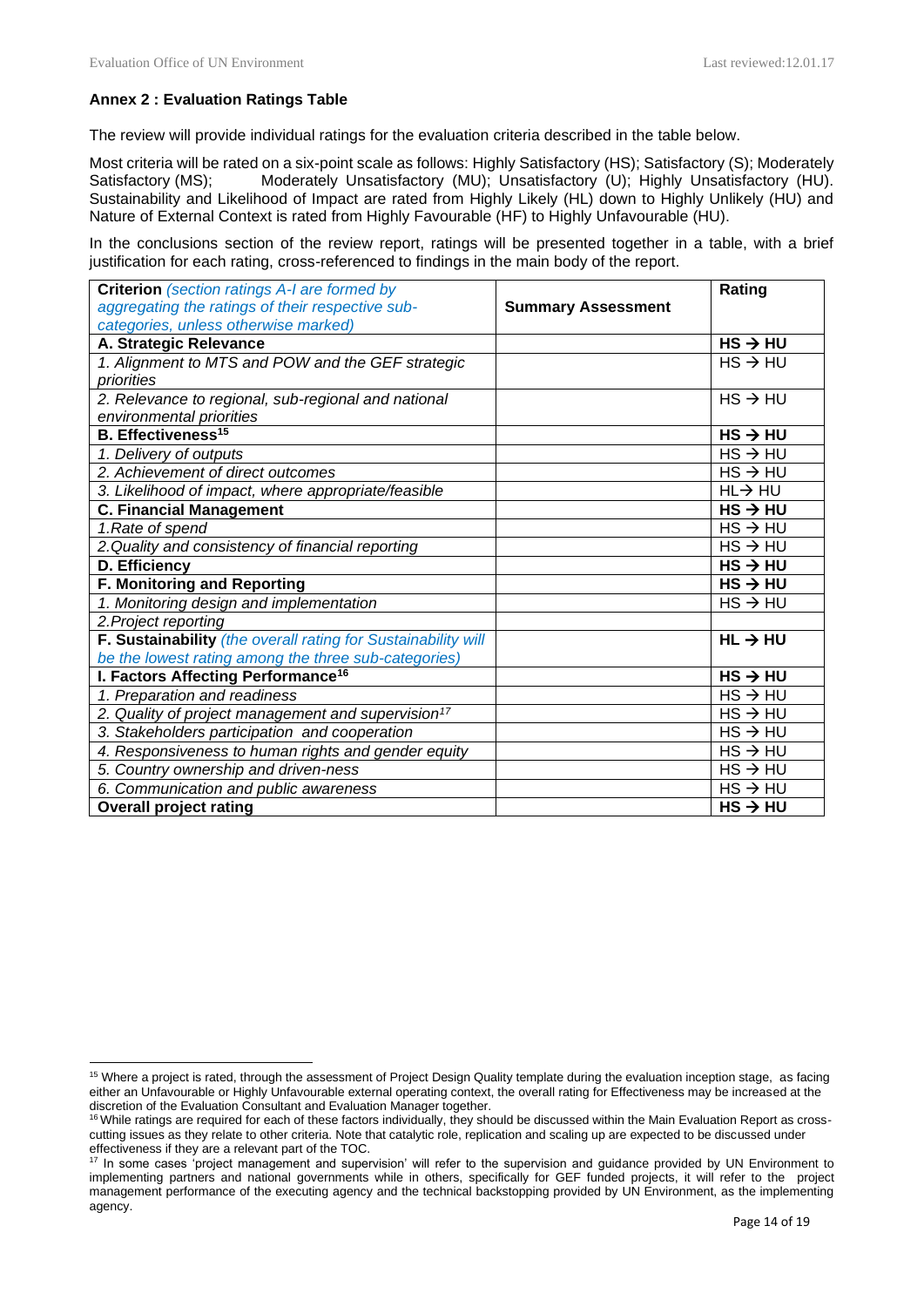**Annex 2 : Evaluation Ratings Table**

The review will provide individual ratings for the evaluation criteria described in the table below.

Most criteria will be rated on a six-point scale as follows: Highly Satisfactory (HS); Satisfactory (S); Moderately Satisfactory (MS); Moderately Unsatisfactory (MU); Unsatisfactory (U); Highly Unsatisfactory (HU). Sustainability and Likelihood of Impact are rated from Highly Likely (HL) down to Highly Unlikely (HU) and Nature of External Context is rated from Highly Favourable (HF) to Highly Unfavourable (HU).

In the conclusions section of the review report, ratings will be presented together in a table, with a brief justification for each rating, cross-referenced to findings in the main body of the report.

| **Criterion** *(section ratings A-I are formed by aggregating the ratings of their respective sub-categories, unless otherwise marked)* | **Summary Assessment** | **Rating** |
|---|---|---|
| **A. Strategic Relevance** | | **HS → HU** |
| *1. Alignment to MTS and POW and the GEF strategic priorities* | | HS → HU |
| *2. Relevance to regional, sub-regional and national environmental priorities* | | HS → HU |
| **B. Effectiveness**[15] | | **HS → HU** |
| *1. Delivery of outputs* | | HS → HU |
| *2. Achievement of direct outcomes* | | HS → HU |
| *3. Likelihood of impact, where appropriate/feasible* | | HL→ HU |
| **C. Financial Management** | | **HS → HU** |
| *1.Rate of spend* | | HS → HU |
| *2.Quality and consistency of financial reporting* | | HS → HU |
| **D. Efficiency** | | **HS → HU** |
| **F. Monitoring and Reporting** | | **HS → HU** |
| *1. Monitoring design and implementation* | | HS → HU |
| *2.Project reporting* | | |
| **F. Sustainability** *(the overall rating for Sustainability will be the lowest rating among the three sub-categories)* | | **HL → HU** |
| **I. Factors Affecting Performance**[16] | | **HS → HU** |
| *1. Preparation and readiness* | | HS → HU |
| *2. Quality of project management and supervision*[17] | | HS → HU |
| *3. Stakeholders participation and cooperation* | | HS → HU |
| *4. Responsiveness to human rights and gender equity* | | HS → HU |
| *5. Country ownership and driven-ness* | | HS → HU |
| *6. Communication and public awareness* | | HS → HU |
| **Overall project rating** | | **HS → HU** |

[15] Where a project is rated, through the assessment of Project Design Quality template during the evaluation inception stage, as facing either an Unfavourable or Highly Unfavourable external operating context, the overall rating for Effectiveness may be increased at the discretion of the Evaluation Consultant and Evaluation Manager together.

[16] While ratings are required for each of these factors individually, they should be discussed within the Main Evaluation Report as cross-cutting issues as they relate to other criteria. Note that catalytic role, replication and scaling up are expected to be discussed under effectiveness if they are a relevant part of the TOC.

[17] In some cases 'project management and supervision' will refer to the supervision and guidance provided by UN Environment to implementing partners and national governments while in others, specifically for GEF funded projects, it will refer to the project management performance of the executing agency and the technical backstopping provided by UN Environment, as the implementing agency.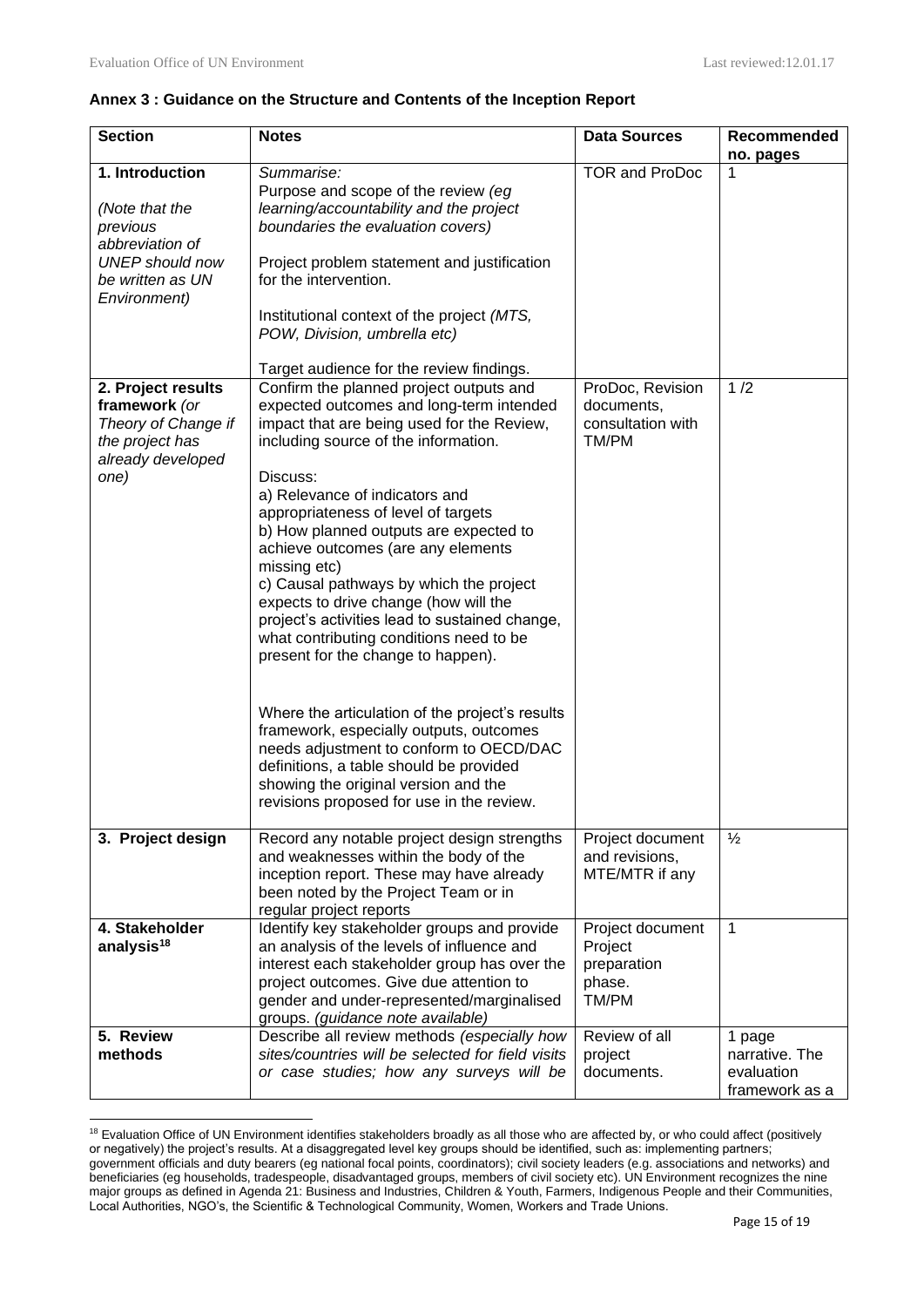**Annex 3 : Guidance on the Structure and Contents of the Inception Report**

| Section | Notes | Data Sources | Recommended no. pages |
|---|---|---|---|
| **1. Introduction**<br><br>*(Note that the previous abbreviation of UNEP should now be written as UN Environment)* | *Summarise:*<br>Purpose and scope of the review *(eg learning/accountability and the project boundaries the evaluation covers)*<br><br>Project problem statement and justification for the intervention.<br><br>Institutional context of the project *(MTS, POW, Division, umbrella etc)*<br><br>Target audience for the review findings. | TOR and ProDoc | 1 |
| **2. Project results framework** *(or Theory of Change if the project has already developed one)* | Confirm the planned project outputs and expected outcomes and long-term intended impact that are being used for the Review, including source of the information.<br><br>Discuss:<br>a) Relevance of indicators and appropriateness of level of targets<br>b) How planned outputs are expected to achieve outcomes (are any elements missing etc)<br>c) Causal pathways by which the project expects to drive change (how will the project's activities lead to sustained change, what contributing conditions need to be present for the change to happen).<br><br>Where the articulation of the project's results framework, especially outputs, outcomes needs adjustment to conform to OECD/DAC definitions, a table should be provided showing the original version and the revisions proposed for use in the review. | ProDoc, Revision documents, consultation with TM/PM | 1 /2 |
| **3. Project design** | Record any notable project design strengths and weaknesses within the body of the inception report. These may have already been noted by the Project Team or in regular project reports | Project document and revisions, MTE/MTR if any | ½ |
| **4. Stakeholder analysis**[18] | Identify key stakeholder groups and provide an analysis of the levels of influence and interest each stakeholder group has over the project outcomes. Give due attention to gender and under-represented/marginalised groups. *(guidance note available)* | Project document Project preparation phase. TM/PM | 1 |
| **5. Review methods** | Describe all review methods *(especially how sites/countries will be selected for field visits or case studies; how any surveys will be* | Review of all project documents. | 1 page narrative. The evaluation framework as a |

[18] Evaluation Office of UN Environment identifies stakeholders broadly as all those who are affected by, or who could affect (positively or negatively) the project's results. At a disaggregated level key groups should be identified, such as: implementing partners; government officials and duty bearers (eg national focal points, coordinators); civil society leaders (e.g. associations and networks) and beneficiaries (eg households, tradespeople, disadvantaged groups, members of civil society etc). UN Environment recognizes the nine major groups as defined in Agenda 21: Business and Industries, Children & Youth, Farmers, Indigenous People and their Communities, Local Authorities, NGO's, the Scientific & Technological Community, Women, Workers and Trade Unions.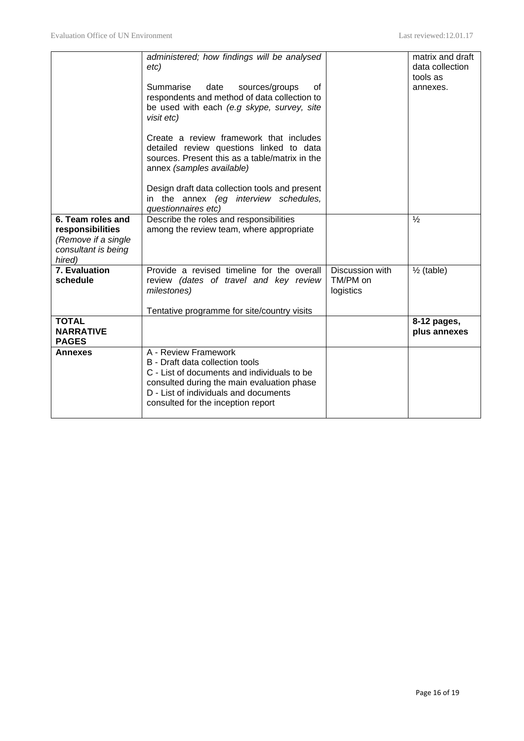| | | | |
|---|---|---|---|
| | *administered; how findings will be analysed etc)*<br><br>Summarise date sources/groups of respondents and method of data collection to be used with each *(e.g skype, survey, site visit etc)*<br><br>Create a review framework that includes detailed review questions linked to data sources. Present this as a table/matrix in the annex *(samples available)*<br><br>Design draft data collection tools and present in the annex *(eg interview schedules, questionnaires etc)* | | matrix and draft data collection tools as annexes. |
| **6. Team roles and responsibilities** *(Remove if a single consultant is being hired)* | Describe the roles and responsibilities among the review team, where appropriate | | ½ |
| **7. Evaluation schedule** | Provide a revised timeline for the overall review *(dates of travel and key review milestones)*<br><br>Tentative programme for site/country visits | Discussion with TM/PM on logistics | ½ (table) |
| **TOTAL NARRATIVE PAGES** | | | **8-12 pages, plus annexes** |
| **Annexes** | A - Review Framework<br>B - Draft data collection tools<br>C - List of documents and individuals to be consulted during the main evaluation phase<br>D - List of individuals and documents consulted for the inception report | | |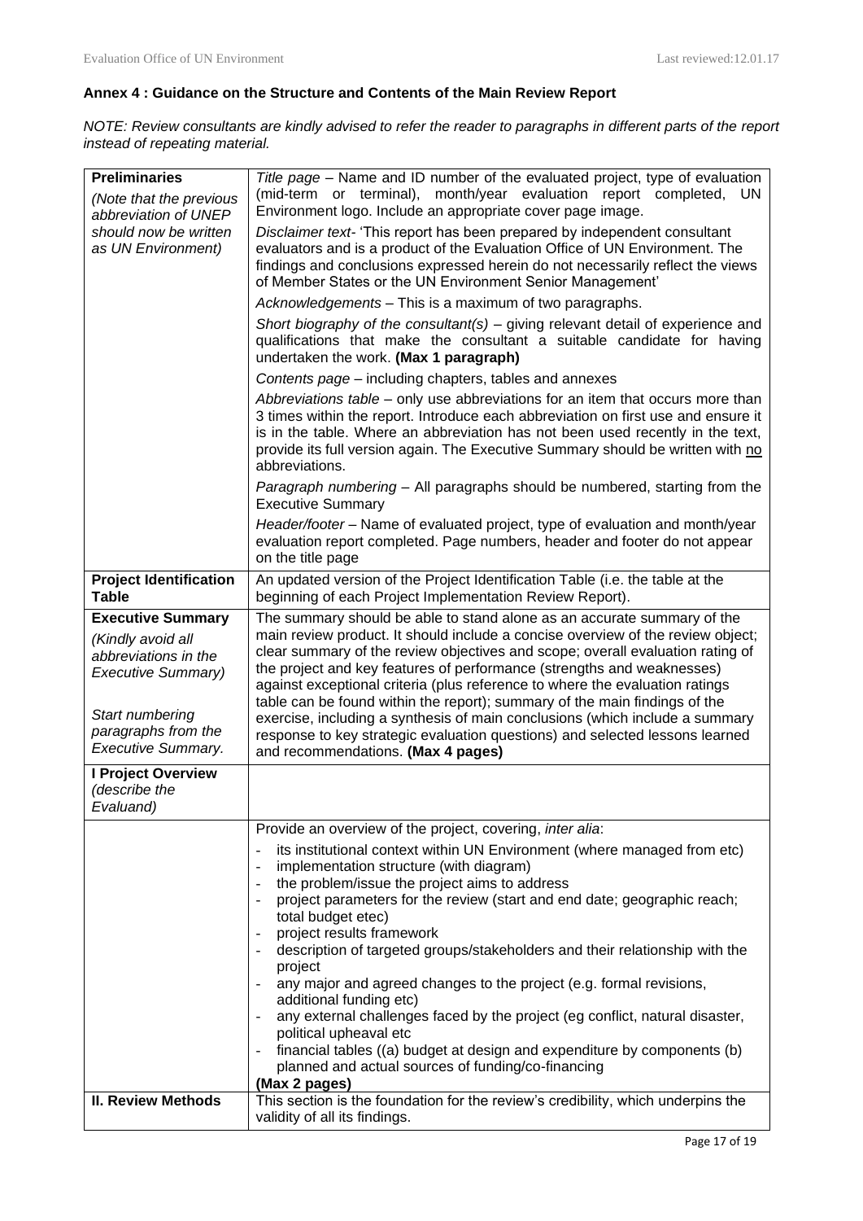### Annex 4 : Guidance on the Structure and Contents of the Main Review Report

*NOTE: Review consultants are kindly advised to refer the reader to paragraphs in different parts of the report instead of repeating material.*

| | |
|---|---|
| **Preliminaries**<br>*(Note that the previous abbreviation of UNEP should now be written as UN Environment)* | *Title page* – Name and ID number of the evaluated project, type of evaluation (mid-term or terminal), month/year evaluation report completed, UN Environment logo. Include an appropriate cover page image.<br>*Disclaimer text*- 'This report has been prepared by independent consultant evaluators and is a product of the Evaluation Office of UN Environment. The findings and conclusions expressed herein do not necessarily reflect the views of Member States or the UN Environment Senior Management'<br>*Acknowledgements* – This is a maximum of two paragraphs.<br>*Short biography of the consultant(s)* – giving relevant detail of experience and qualifications that make the consultant a suitable candidate for having undertaken the work. **(Max 1 paragraph)**<br>*Contents page* – including chapters, tables and annexes<br>*Abbreviations table* – only use abbreviations for an item that occurs more than 3 times within the report. Introduce each abbreviation on first use and ensure it is in the table. Where an abbreviation has not been used recently in the text, provide its full version again. The Executive Summary should be written with <u>no</u> abbreviations.<br>*Paragraph numbering* – All paragraphs should be numbered, starting from the Executive Summary<br>*Header/footer* – Name of evaluated project, type of evaluation and month/year evaluation report completed. Page numbers, header and footer do not appear on the title page |
| **Project Identification Table** | An updated version of the Project Identification Table (i.e. the table at the beginning of each Project Implementation Review Report). |
| **Executive Summary**<br>*(Kindly avoid all abbreviations in the Executive Summary)*<br><br>*Start numbering paragraphs from the Executive Summary.* | The summary should be able to stand alone as an accurate summary of the main review product. It should include a concise overview of the review object; clear summary of the review objectives and scope; overall evaluation rating of the project and key features of performance (strengths and weaknesses) against exceptional criteria (plus reference to where the evaluation ratings table can be found within the report); summary of the main findings of the exercise, including a synthesis of main conclusions (which include a summary response to key strategic evaluation questions) and selected lessons learned and recommendations. **(Max 4 pages)** |
| **I Project Overview**<br>*(describe the Evaluand)* | |
| | Provide an overview of the project, covering, *inter alia*:<br>- its institutional context within UN Environment (where managed from etc)<br>- implementation structure (with diagram)<br>- the problem/issue the project aims to address<br>- project parameters for the review (start and end date; geographic reach; total budget etec)<br>- project results framework<br>- description of targeted groups/stakeholders and their relationship with the project<br>- any major and agreed changes to the project (e.g. formal revisions, additional funding etc)<br>- any external challenges faced by the project (eg conflict, natural disaster, political upheaval etc<br>- financial tables ((a) budget at design and expenditure by components (b) planned and actual sources of funding/co-financing<br>**(Max 2 pages)** |
| **II. Review Methods** | This section is the foundation for the review's credibility, which underpins the validity of all its findings. |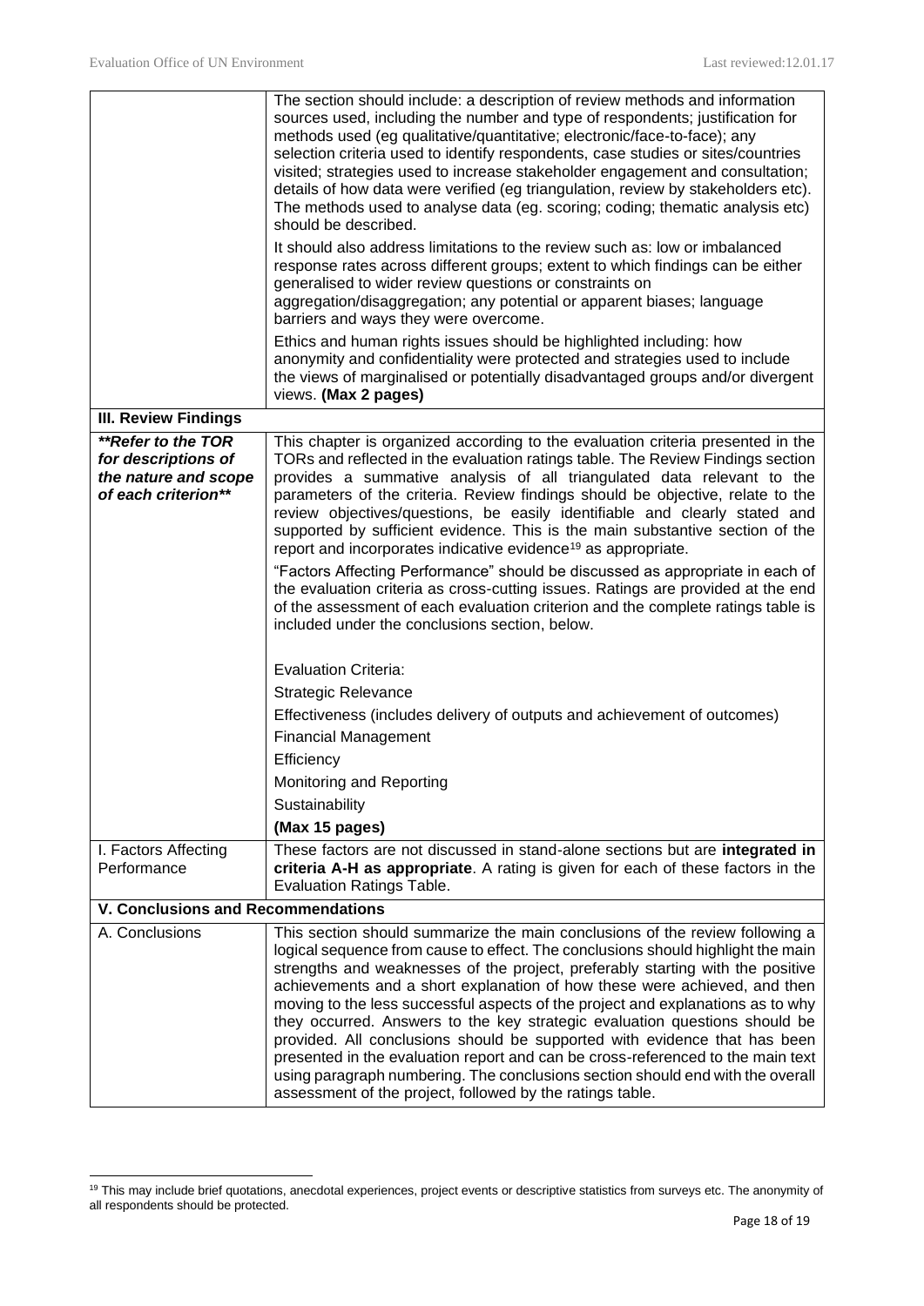| | |
|---|---|
| | The section should include: a description of review methods and information sources used, including the number and type of respondents; justification for methods used (eg qualitative/quantitative; electronic/face-to-face); any selection criteria used to identify respondents, case studies or sites/countries visited; strategies used to increase stakeholder engagement and consultation; details of how data were verified (eg triangulation, review by stakeholders etc). The methods used to analyse data (eg. scoring; coding; thematic analysis etc) should be described.<br><br>It should also address limitations to the review such as: low or imbalanced response rates across different groups; extent to which findings can be either generalised to wider review questions or constraints on aggregation/disaggregation; any potential or apparent biases; language barriers and ways they were overcome.<br><br>Ethics and human rights issues should be highlighted including: how anonymity and confidentiality were protected and strategies used to include the views of marginalised or potentially disadvantaged groups and/or divergent views. **(Max 2 pages)** |
| **III. Review Findings** | |
| ***\*\*Refer to the TOR for descriptions of the nature and scope of each criterion\*\**** | This chapter is organized according to the evaluation criteria presented in the TORs and reflected in the evaluation ratings table. The Review Findings section provides a summative analysis of all triangulated data relevant to the parameters of the criteria. Review findings should be objective, relate to the review objectives/questions, be easily identifiable and clearly stated and supported by sufficient evidence. This is the main substantive section of the report and incorporates indicative evidence[19] as appropriate.<br><br>"Factors Affecting Performance" should be discussed as appropriate in each of the evaluation criteria as cross-cutting issues. Ratings are provided at the end of the assessment of each evaluation criterion and the complete ratings table is included under the conclusions section, below.<br><br>Evaluation Criteria:<br>Strategic Relevance<br>Effectiveness (includes delivery of outputs and achievement of outcomes)<br>Financial Management<br>Efficiency<br>Monitoring and Reporting<br>Sustainability<br>**(Max 15 pages)** |
| I. Factors Affecting Performance | These factors are not discussed in stand-alone sections but are **integrated in criteria A-H as appropriate**. A rating is given for each of these factors in the Evaluation Ratings Table. |
| **V. Conclusions and Recommendations** | |
| A. Conclusions | This section should summarize the main conclusions of the review following a logical sequence from cause to effect. The conclusions should highlight the main strengths and weaknesses of the project, preferably starting with the positive achievements and a short explanation of how these were achieved, and then moving to the less successful aspects of the project and explanations as to why they occurred. Answers to the key strategic evaluation questions should be provided. All conclusions should be supported with evidence that has been presented in the evaluation report and can be cross-referenced to the main text using paragraph numbering. The conclusions section should end with the overall assessment of the project, followed by the ratings table. |

[19] This may include brief quotations, anecdotal experiences, project events or descriptive statistics from surveys etc. The anonymity of all respondents should be protected.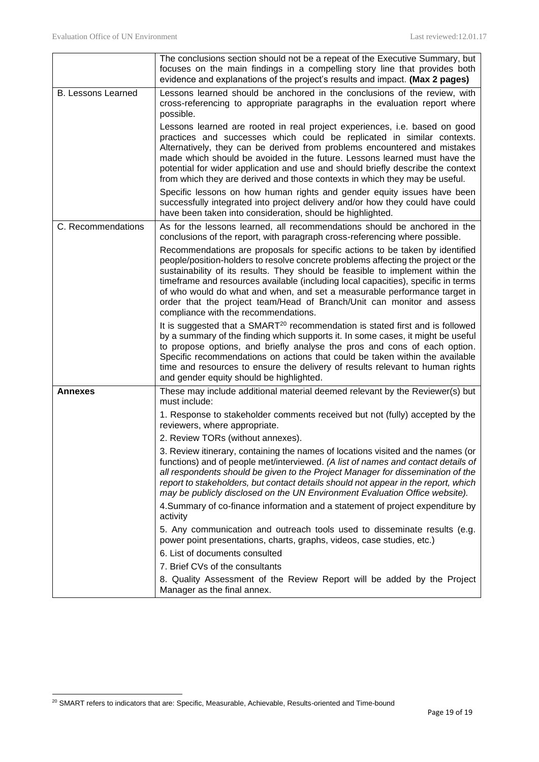| | |
|---|---|
| | The conclusions section should not be a repeat of the Executive Summary, but focuses on the main findings in a compelling story line that provides both evidence and explanations of the project's results and impact. **(Max 2 pages)** |
| B. Lessons Learned | Lessons learned should be anchored in the conclusions of the review, with cross-referencing to appropriate paragraphs in the evaluation report where possible.<br><br>Lessons learned are rooted in real project experiences, i.e. based on good practices and successes which could be replicated in similar contexts. Alternatively, they can be derived from problems encountered and mistakes made which should be avoided in the future. Lessons learned must have the potential for wider application and use and should briefly describe the context from which they are derived and those contexts in which they may be useful.<br><br>Specific lessons on how human rights and gender equity issues have been successfully integrated into project delivery and/or how they could have could have been taken into consideration, should be highlighted. |
| C. Recommendations | As for the lessons learned, all recommendations should be anchored in the conclusions of the report, with paragraph cross-referencing where possible.<br><br>Recommendations are proposals for specific actions to be taken by identified people/position-holders to resolve concrete problems affecting the project or the sustainability of its results. They should be feasible to implement within the timeframe and resources available (including local capacities), specific in terms of who would do what and when, and set a measurable performance target in order that the project team/Head of Branch/Unit can monitor and assess compliance with the recommendations.<br><br>It is suggested that a SMART[20] recommendation is stated first and is followed by a summary of the finding which supports it. In some cases, it might be useful to propose options, and briefly analyse the pros and cons of each option. Specific recommendations on actions that could be taken within the available time and resources to ensure the delivery of results relevant to human rights and gender equity should be highlighted. |
| **Annexes** | These may include additional material deemed relevant by the Reviewer(s) but must include:<br><br>1. Response to stakeholder comments received but not (fully) accepted by the reviewers, where appropriate.<br><br>2. Review TORs (without annexes).<br><br>3. Review itinerary, containing the names of locations visited and the names (or functions) and of people met/interviewed. *(A list of names and contact details of all respondents should be given to the Project Manager for dissemination of the report to stakeholders, but contact details should not appear in the report, which may be publicly disclosed on the UN Environment Evaluation Office website).*<br><br>4.Summary of co-finance information and a statement of project expenditure by activity<br><br>5. Any communication and outreach tools used to disseminate results (e.g. power point presentations, charts, graphs, videos, case studies, etc.)<br><br>6. List of documents consulted<br><br>7. Brief CVs of the consultants<br><br>8. Quality Assessment of the Review Report will be added by the Project Manager as the final annex. |

[20] SMART refers to indicators that are: Specific, Measurable, Achievable, Results-oriented and Time-bound